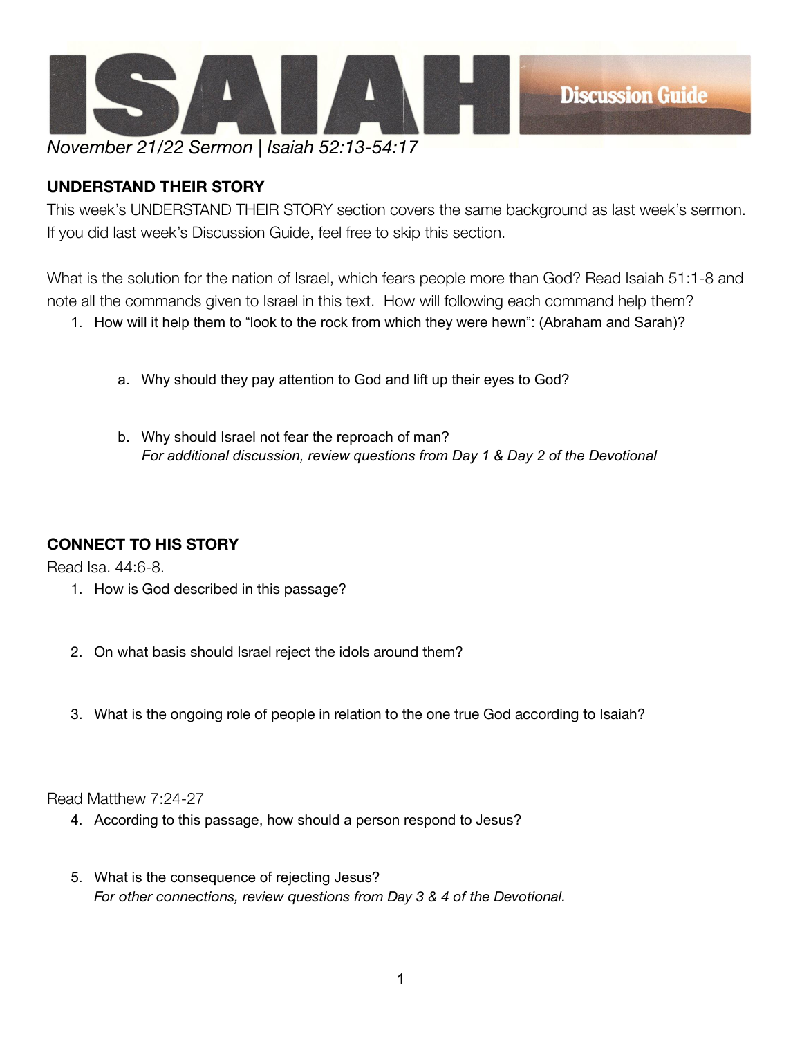# ISAIAH Discussion Guide

*November 21/22 Sermon | Isaiah 52:13-54:17*

**UNDERSTAND THEIR STORY**

This week's UNDERSTAND THEIR STORY section covers the same background as last week's sermon. If you did last week's Discussion Guide, feel free to skip this section.

What is the solution for the nation of Israel, which fears people more than God? Read Isaiah 51:1-8 and note all the commands given to Israel in this text. How will following each command help them?

1. How will it help them to "look to the rock from which they were hewn": (Abraham and Sarah)?
   a. Why should they pay attention to God and lift up their eyes to God?
   b. Why should Israel not fear the reproach of man?
   *For additional discussion, review questions from Day 1 & Day 2 of the Devotional*

**CONNECT TO HIS STORY**

Read Isa. 44:6-8.

1. How is God described in this passage?
2. On what basis should Israel reject the idols around them?
3. What is the ongoing role of people in relation to the one true God according to Isaiah?

Read Matthew 7:24-27

4. According to this passage, how should a person respond to Jesus?
5. What is the consequence of rejecting Jesus?
   *For other connections, review questions from Day 3 & 4 of the Devotional.*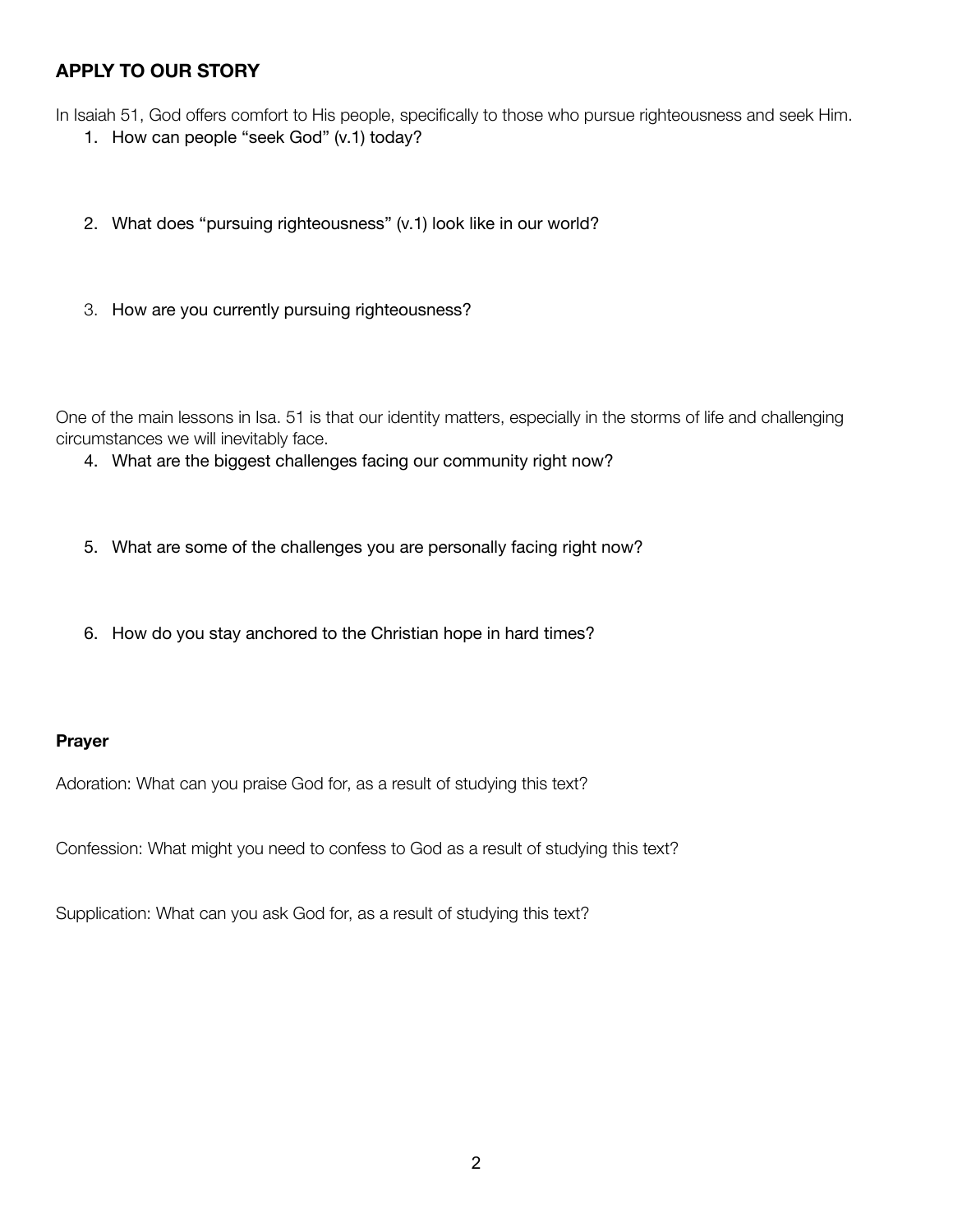## APPLY TO OUR STORY

In Isaiah 51, God offers comfort to His people, specifically to those who pursue righteousness and seek Him.

1. How can people "seek God" (v.1) today?

2. What does "pursuing righteousness" (v.1) look like in our world?

3. How are you currently pursuing righteousness?

One of the main lessons in Isa. 51 is that our identity matters, especially in the storms of life and challenging circumstances we will inevitably face.

4. What are the biggest challenges facing our community right now?

5. What are some of the challenges you are personally facing right now?

6. How do you stay anchored to the Christian hope in hard times?

**Prayer**

Adoration: What can you praise God for, as a result of studying this text?

Confession: What might you need to confess to God as a result of studying this text?

Supplication: What can you ask God for, as a result of studying this text?